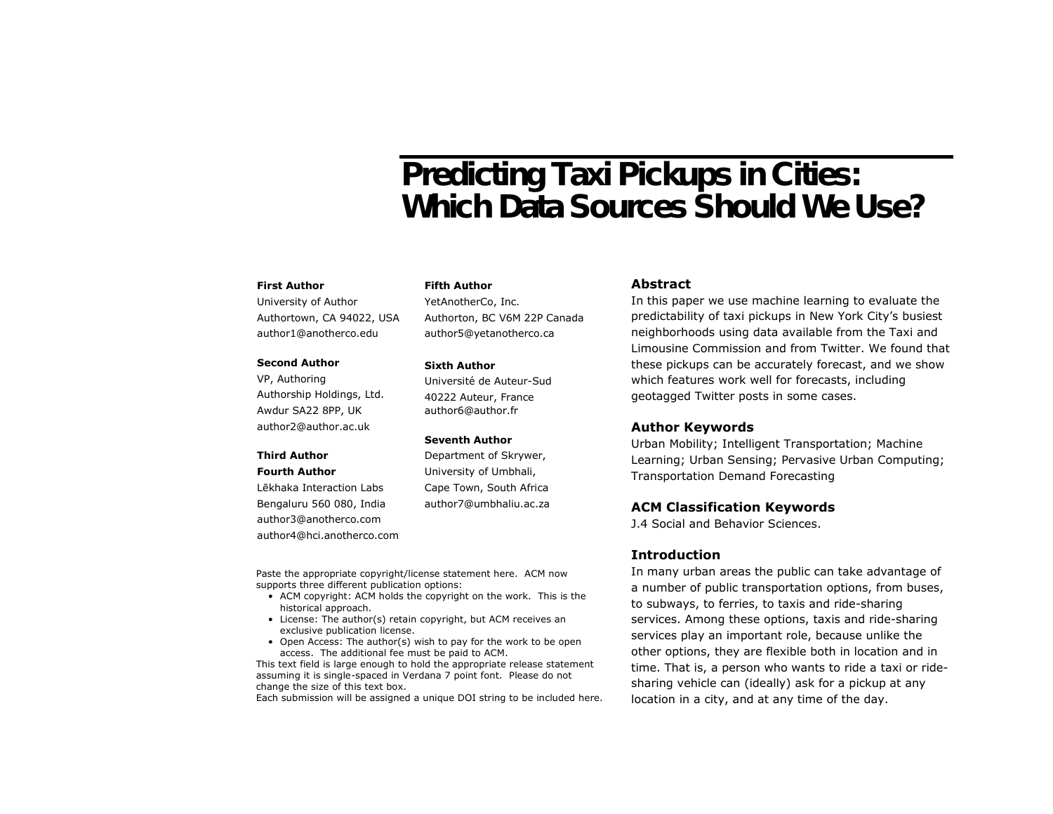# Predicting Taxi Pickups in Cities: Which Data Sources Should We Use?

**First Author**
University of Author
Authortown, CA 94022, USA
author1@anotherco.edu

**Second Author**
VP, Authoring
Authorship Holdings, Ltd.
Awdur SA22 8PP, UK
author2@author.ac.uk

**Third Author**
**Fourth Author**
Lĕkhaka Interaction Labs
Bengaluru 560 080, India
author3@anotherco.com
author4@hci.anotherco.com

**Fifth Author**
YetAnotherCo, Inc.
Authorton, BC V6M 22P Canada
author5@yetanotherco.ca

**Sixth Author**
Université de Auteur-Sud
40222 Auteur, France
author6@author.fr

**Seventh Author**
Department of Skrywer,
University of Umbhali,
Cape Town, South Africa
author7@umbhaliu.ac.za

Paste the appropriate copyright/license statement here. ACM now supports three different publication options:

- ACM copyright: ACM holds the copyright on the work. This is the historical approach.
- License: The author(s) retain copyright, but ACM receives an exclusive publication license.
- Open Access: The author(s) wish to pay for the work to be open access. The additional fee must be paid to ACM.

This text field is large enough to hold the appropriate release statement assuming it is single-spaced in Verdana 7 point font. Please do not change the size of this text box.
Each submission will be assigned a unique DOI string to be included here.

## Abstract

In this paper we use machine learning to evaluate the predictability of taxi pickups in New York City's busiest neighborhoods using data available from the Taxi and Limousine Commission and from Twitter. We found that these pickups can be accurately forecast, and we show which features work well for forecasts, including geotagged Twitter posts in some cases.

## Author Keywords

Urban Mobility; Intelligent Transportation; Machine Learning; Urban Sensing; Pervasive Urban Computing; Transportation Demand Forecasting

## ACM Classification Keywords

J.4 Social and Behavior Sciences.

## Introduction

In many urban areas the public can take advantage of a number of public transportation options, from buses, to subways, to ferries, to taxis and ride-sharing services. Among these options, taxis and ride-sharing services play an important role, because unlike the other options, they are flexible both in location and in time. That is, a person who wants to ride a taxi or ride-sharing vehicle can (ideally) ask for a pickup at any location in a city, and at any time of the day.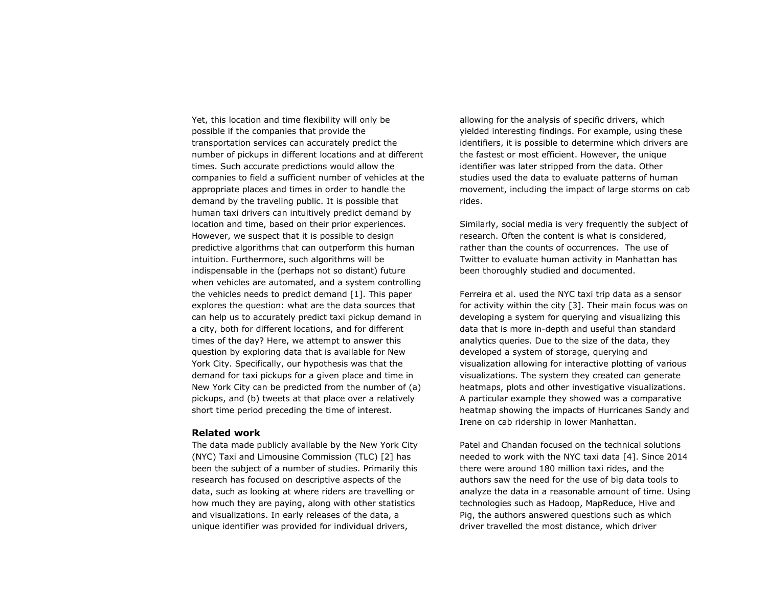Yet, this location and time flexibility will only be possible if the companies that provide the transportation services can accurately predict the number of pickups in different locations and at different times. Such accurate predictions would allow the companies to field a sufficient number of vehicles at the appropriate places and times in order to handle the demand by the traveling public. It is possible that human taxi drivers can intuitively predict demand by location and time, based on their prior experiences. However, we suspect that it is possible to design predictive algorithms that can outperform this human intuition. Furthermore, such algorithms will be indispensable in the (perhaps not so distant) future when vehicles are automated, and a system controlling the vehicles needs to predict demand [1]. This paper explores the question: what are the data sources that can help us to accurately predict taxi pickup demand in a city, both for different locations, and for different times of the day? Here, we attempt to answer this question by exploring data that is available for New York City. Specifically, our hypothesis was that the demand for taxi pickups for a given place and time in New York City can be predicted from the number of (a) pickups, and (b) tweets at that place over a relatively short time period preceding the time of interest.

## Related work

The data made publicly available by the New York City (NYC) Taxi and Limousine Commission (TLC) [2] has been the subject of a number of studies. Primarily this research has focused on descriptive aspects of the data, such as looking at where riders are travelling or how much they are paying, along with other statistics and visualizations. In early releases of the data, a unique identifier was provided for individual drivers, allowing for the analysis of specific drivers, which yielded interesting findings. For example, using these identifiers, it is possible to determine which drivers are the fastest or most efficient. However, the unique identifier was later stripped from the data. Other studies used the data to evaluate patterns of human movement, including the impact of large storms on cab rides.

Similarly, social media is very frequently the subject of research. Often the content is what is considered, rather than the counts of occurrences. The use of Twitter to evaluate human activity in Manhattan has been thoroughly studied and documented.

Ferreira et al. used the NYC taxi trip data as a sensor for activity within the city [3]. Their main focus was on developing a system for querying and visualizing this data that is more in-depth and useful than standard analytics queries. Due to the size of the data, they developed a system of storage, querying and visualization allowing for interactive plotting of various visualizations. The system they created can generate heatmaps, plots and other investigative visualizations. A particular example they showed was a comparative heatmap showing the impacts of Hurricanes Sandy and Irene on cab ridership in lower Manhattan.

Patel and Chandan focused on the technical solutions needed to work with the NYC taxi data [4]. Since 2014 there were around 180 million taxi rides, and the authors saw the need for the use of big data tools to analyze the data in a reasonable amount of time. Using technologies such as Hadoop, MapReduce, Hive and Pig, the authors answered questions such as which driver travelled the most distance, which driver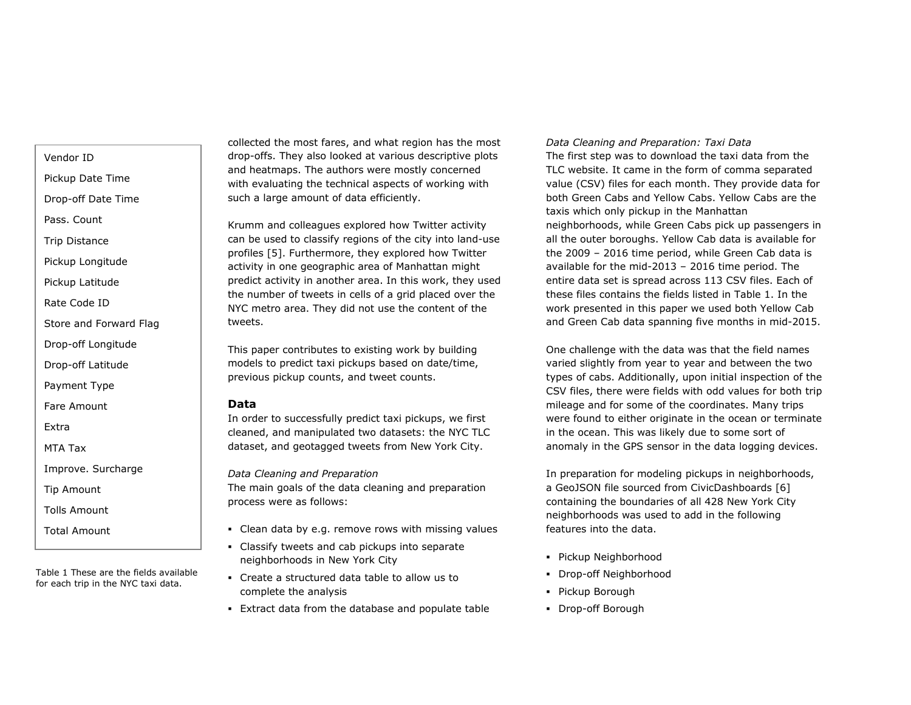| Vendor ID |
|---|
| Pickup Date Time |
| Drop-off Date Time |
| Pass. Count |
| Trip Distance |
| Pickup Longitude |
| Pickup Latitude |
| Rate Code ID |
| Store and Forward Flag |
| Drop-off Longitude |
| Drop-off Latitude |
| Payment Type |
| Fare Amount |
| Extra |
| MTA Tax |
| Improve. Surcharge |
| Tip Amount |
| Tolls Amount |
| Total Amount |

Table 1 These are the fields available for each trip in the NYC taxi data.

collected the most fares, and what region has the most drop-offs. They also looked at various descriptive plots and heatmaps. The authors were mostly concerned with evaluating the technical aspects of working with such a large amount of data efficiently.

Krumm and colleagues explored how Twitter activity can be used to classify regions of the city into land-use profiles [5]. Furthermore, they explored how Twitter activity in one geographic area of Manhattan might predict activity in another area. In this work, they used the number of tweets in cells of a grid placed over the NYC metro area. They did not use the content of the tweets.

This paper contributes to existing work by building models to predict taxi pickups based on date/time, previous pickup counts, and tweet counts.

## Data

In order to successfully predict taxi pickups, we first cleaned, and manipulated two datasets: the NYC TLC dataset, and geotagged tweets from New York City.

*Data Cleaning and Preparation*

The main goals of the data cleaning and preparation process were as follows:

- Clean data by e.g. remove rows with missing values
- Classify tweets and cab pickups into separate neighborhoods in New York City
- Create a structured data table to allow us to complete the analysis
- Extract data from the database and populate table

*Data Cleaning and Preparation: Taxi Data*

The first step was to download the taxi data from the TLC website. It came in the form of comma separated value (CSV) files for each month. They provide data for both Green Cabs and Yellow Cabs. Yellow Cabs are the taxis which only pickup in the Manhattan neighborhoods, while Green Cabs pick up passengers in all the outer boroughs. Yellow Cab data is available for the 2009 – 2016 time period, while Green Cab data is available for the mid-2013 – 2016 time period. The entire data set is spread across 113 CSV files. Each of these files contains the fields listed in Table 1. In the work presented in this paper we used both Yellow Cab and Green Cab data spanning five months in mid-2015.

One challenge with the data was that the field names varied slightly from year to year and between the two types of cabs. Additionally, upon initial inspection of the CSV files, there were fields with odd values for both trip mileage and for some of the coordinates. Many trips were found to either originate in the ocean or terminate in the ocean. This was likely due to some sort of anomaly in the GPS sensor in the data logging devices.

In preparation for modeling pickups in neighborhoods, a GeoJSON file sourced from CivicDashboards [6] containing the boundaries of all 428 New York City neighborhoods was used to add in the following features into the data.

- Pickup Neighborhood
- Drop-off Neighborhood
- Pickup Borough
- Drop-off Borough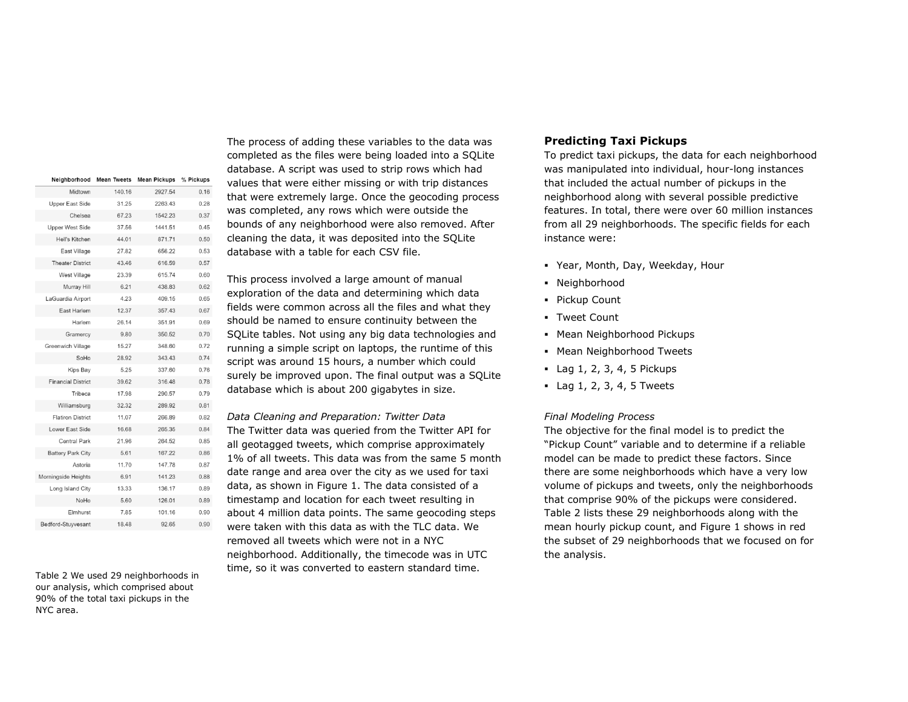| Neighborhood | Mean Tweets | Mean Pickups | % Pickups |
|---|---|---|---|
| Midtown | 140.16 | 2927.54 | 0.16 |
| Upper East Side | 31.25 | 2263.43 | 0.28 |
| Chelsea | 67.23 | 1542.23 | 0.37 |
| Upper West Side | 37.56 | 1441.51 | 0.45 |
| Hell's Kitchen | 44.01 | 871.71 | 0.50 |
| East Village | 27.82 | 656.22 | 0.53 |
| Theater District | 43.46 | 616.59 | 0.57 |
| West Village | 23.39 | 615.74 | 0.60 |
| Murray Hill | 6.21 | 438.83 | 0.62 |
| LaGuardia Airport | 4.23 | 409.15 | 0.65 |
| East Harlem | 12.37 | 357.43 | 0.67 |
| Harlem | 26.14 | 351.91 | 0.69 |
| Gramercy | 9.80 | 350.52 | 0.70 |
| Greenwich Village | 15.27 | 348.60 | 0.72 |
| SoHo | 28.92 | 343.43 | 0.74 |
| Kips Bay | 5.25 | 337.60 | 0.76 |
| Financial District | 39.62 | 316.48 | 0.78 |
| Tribeca | 17.98 | 290.57 | 0.79 |
| Williamsburg | 32.32 | 289.92 | 0.81 |
| Flatiron District | 11.07 | 266.89 | 0.82 |
| Lower East Side | 16.68 | 265.35 | 0.84 |
| Central Park | 21.96 | 264.52 | 0.85 |
| Battery Park City | 5.61 | 167.22 | 0.86 |
| Astoria | 11.70 | 147.78 | 0.87 |
| Morningside Heights | 6.91 | 141.23 | 0.88 |
| Long Island City | 13.33 | 136.17 | 0.89 |
| NoHo | 5.60 | 126.01 | 0.89 |
| Elmhurst | 7.85 | 101.16 | 0.90 |
| Bedford-Stuyvesant | 18.48 | 92.65 | 0.90 |

Table 2 We used 29 neighborhoods in our analysis, which comprised about 90% of the total taxi pickups in the NYC area.

The process of adding these variables to the data was completed as the files were being loaded into a SQLite database. A script was used to strip rows which had values that were either missing or with trip distances that were extremely large. Once the geocoding process was completed, any rows which were outside the bounds of any neighborhood were also removed. After cleaning the data, it was deposited into the SQLite database with a table for each CSV file.

This process involved a large amount of manual exploration of the data and determining which data fields were common across all the files and what they should be named to ensure continuity between the SQLite tables. Not using any big data technologies and running a simple script on laptops, the runtime of this script was around 15 hours, a number which could surely be improved upon. The final output was a SQLite database which is about 200 gigabytes in size.

*Data Cleaning and Preparation: Twitter Data*

The Twitter data was queried from the Twitter API for all geotagged tweets, which comprise approximately 1% of all tweets. This data was from the same 5 month date range and area over the city as we used for taxi data, as shown in Figure 1. The data consisted of a timestamp and location for each tweet resulting in about 4 million data points. The same geocoding steps were taken with this data as with the TLC data. We removed all tweets which were not in a NYC neighborhood. Additionally, the timecode was in UTC time, so it was converted to eastern standard time.

## Predicting Taxi Pickups

To predict taxi pickups, the data for each neighborhood was manipulated into individual, hour-long instances that included the actual number of pickups in the neighborhood along with several possible predictive features. In total, there were over 60 million instances from all 29 neighborhoods. The specific fields for each instance were:

- Year, Month, Day, Weekday, Hour
- Neighborhood
- Pickup Count
- Tweet Count
- Mean Neighborhood Pickups
- Mean Neighborhood Tweets
- Lag 1, 2, 3, 4, 5 Pickups
- Lag 1, 2, 3, 4, 5 Tweets

*Final Modeling Process*

The objective for the final model is to predict the "Pickup Count" variable and to determine if a reliable model can be made to predict these factors. Since there are some neighborhoods which have a very low volume of pickups and tweets, only the neighborhoods that comprise 90% of the pickups were considered. Table 2 lists these 29 neighborhoods along with the mean hourly pickup count, and Figure 1 shows in red the subset of 29 neighborhoods that we focused on for the analysis.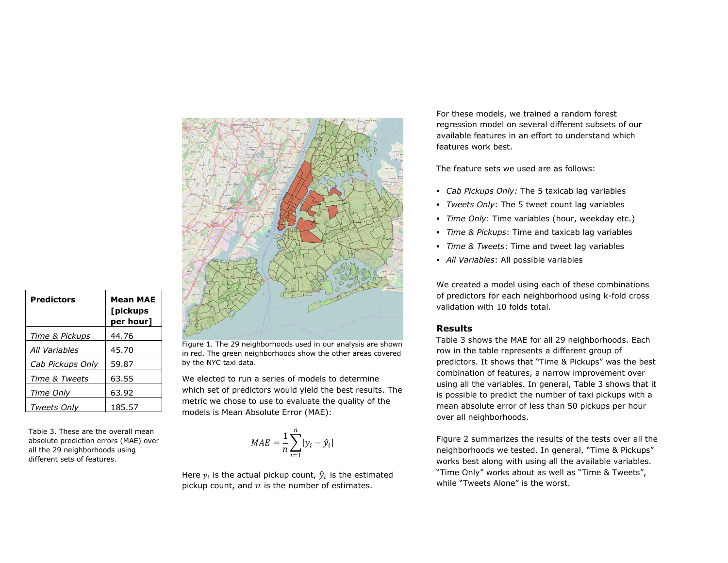| Predictors | Mean MAE [pickups per hour] |
|---|---|
| *Time & Pickups* | 44.76 |
| *All Variables* | 45.70 |
| *Cab Pickups Only* | 59.87 |
| *Time & Tweets* | 63.55 |
| *Time Only* | 63.92 |
| *Tweets Only* | 185.57 |

Table 3. These are the overall mean absolute prediction errors (MAE) over all the 29 neighborhoods using different sets of features.

Figure 1. The 29 neighborhoods used in our analysis are shown in red. The green neighborhoods show the other areas covered by the NYC taxi data.

We elected to run a series of models to determine which set of predictors would yield the best results. The metric we chose to use to evaluate the quality of the models is Mean Absolute Error (MAE):

$$MAE = \frac{1}{n}\sum_{i=1}^{n}|y_i - \hat{y}_i|$$

Here $y_i$ is the actual pickup count, $\hat{y}_i$ is the estimated pickup count, and $n$ is the number of estimates.

For these models, we trained a random forest regression model on several different subsets of our available features in an effort to understand which features work best.

The feature sets we used are as follows:

- *Cab Pickups Only:* The 5 taxicab lag variables
- *Tweets Only*: The 5 tweet count lag variables
- *Time Only*: Time variables (hour, weekday etc.)
- *Time & Pickups*: Time and taxicab lag variables
- *Time & Tweets*: Time and tweet lag variables
- *All Variables*: All possible variables

We created a model using each of these combinations of predictors for each neighborhood using k-fold cross validation with 10 folds total.

### Results

Table 3 shows the MAE for all 29 neighborhoods. Each row in the table represents a different group of predictors. It shows that "Time & Pickups" was the best combination of features, a narrow improvement over using all the variables. In general, Table 3 shows that it is possible to predict the number of taxi pickups with a mean absolute error of less than 50 pickups per hour over all neighborhoods.

Figure 2 summarizes the results of the tests over all the neighborhoods we tested. In general, "Time & Pickups" works best along with using all the available variables. "Time Only" works about as well as "Time & Tweets", while "Tweets Alone" is the worst.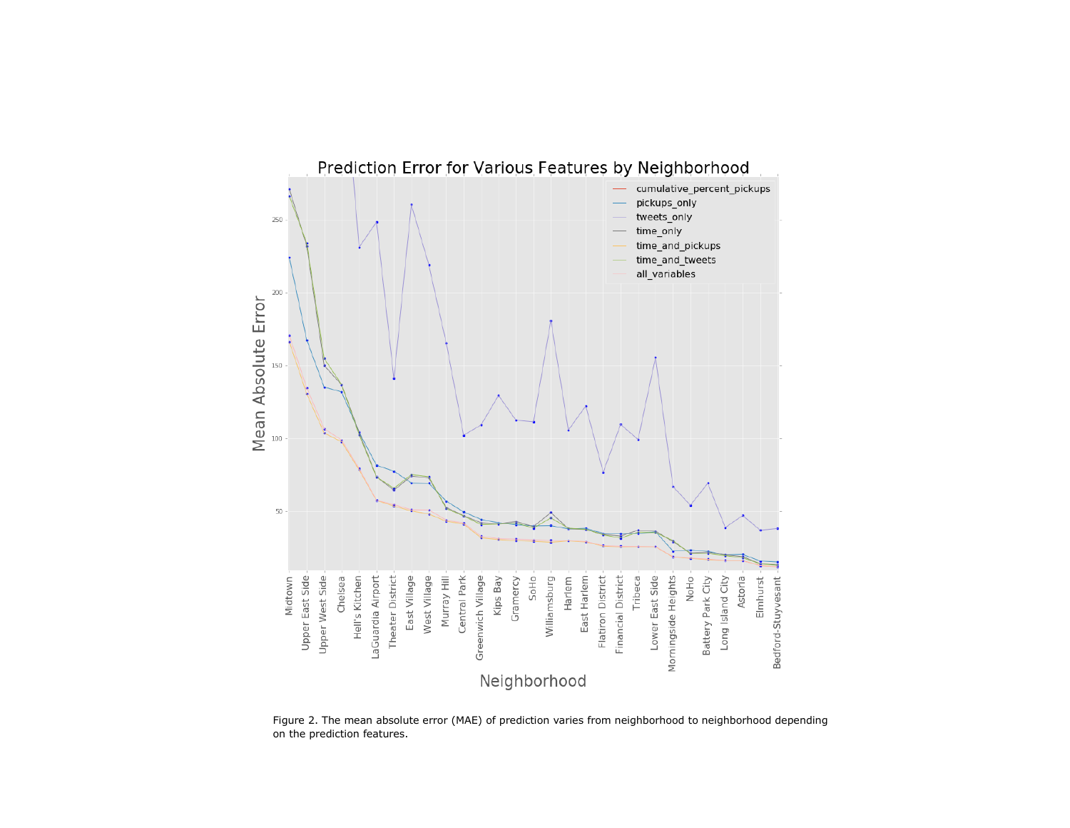Figure 2. The mean absolute error (MAE) of prediction varies from neighborhood to neighborhood depending on the prediction features.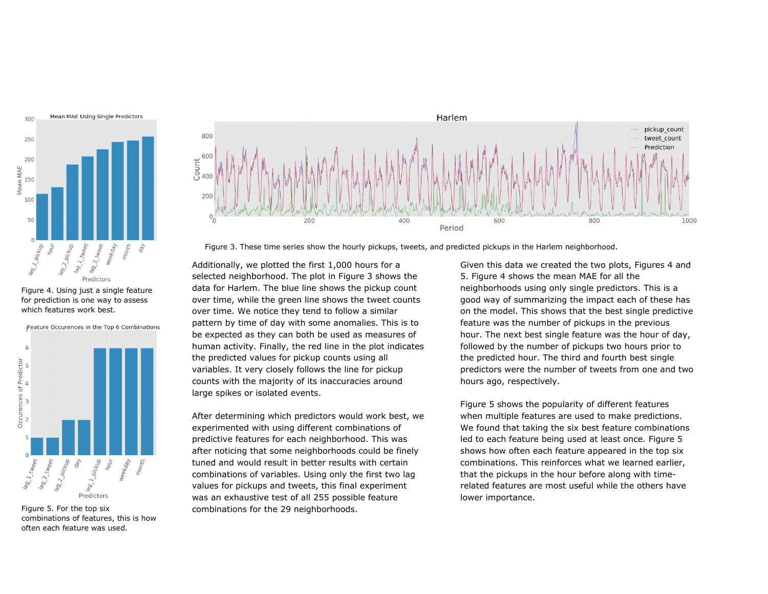Figure 4. Using just a single feature for prediction is one way to assess which features work best.

Figure 5. For the top six combinations of features, this is how often each feature was used.

Figure 3. These time series show the hourly pickups, tweets, and predicted pickups in the Harlem neighborhood.

Additionally, we plotted the first 1,000 hours for a selected neighborhood. The plot in Figure 3 shows the data for Harlem. The blue line shows the pickup count over time, while the green line shows the tweet counts over time. We notice they tend to follow a similar pattern by time of day with some anomalies. This is to be expected as they can both be used as measures of human activity. Finally, the red line in the plot indicates the predicted values for pickup counts using all variables. It very closely follows the line for pickup counts with the majority of its inaccuracies around large spikes or isolated events.

After determining which predictors would work best, we experimented with using different combinations of predictive features for each neighborhood. This was after noticing that some neighborhoods could be finely tuned and would result in better results with certain combinations of variables. Using only the first two lag values for pickups and tweets, this final experiment was an exhaustive test of all 255 possible feature combinations for the 29 neighborhoods.

Given this data we created the two plots, Figures 4 and 5. Figure 4 shows the mean MAE for all the neighborhoods using only single predictors. This is a good way of summarizing the impact each of these has on the model. This shows that the best single predictive feature was the number of pickups in the previous hour. The next best single feature was the hour of day, followed by the number of pickups two hours prior to the predicted hour. The third and fourth best single predictors were the number of tweets from one and two hours ago, respectively.

Figure 5 shows the popularity of different features when multiple features are used to make predictions. We found that taking the six best feature combinations led to each feature being used at least once. Figure 5 shows how often each feature appeared in the top six combinations. This reinforces what we learned earlier, that the pickups in the hour before along with time-related features are most useful while the others have lower importance.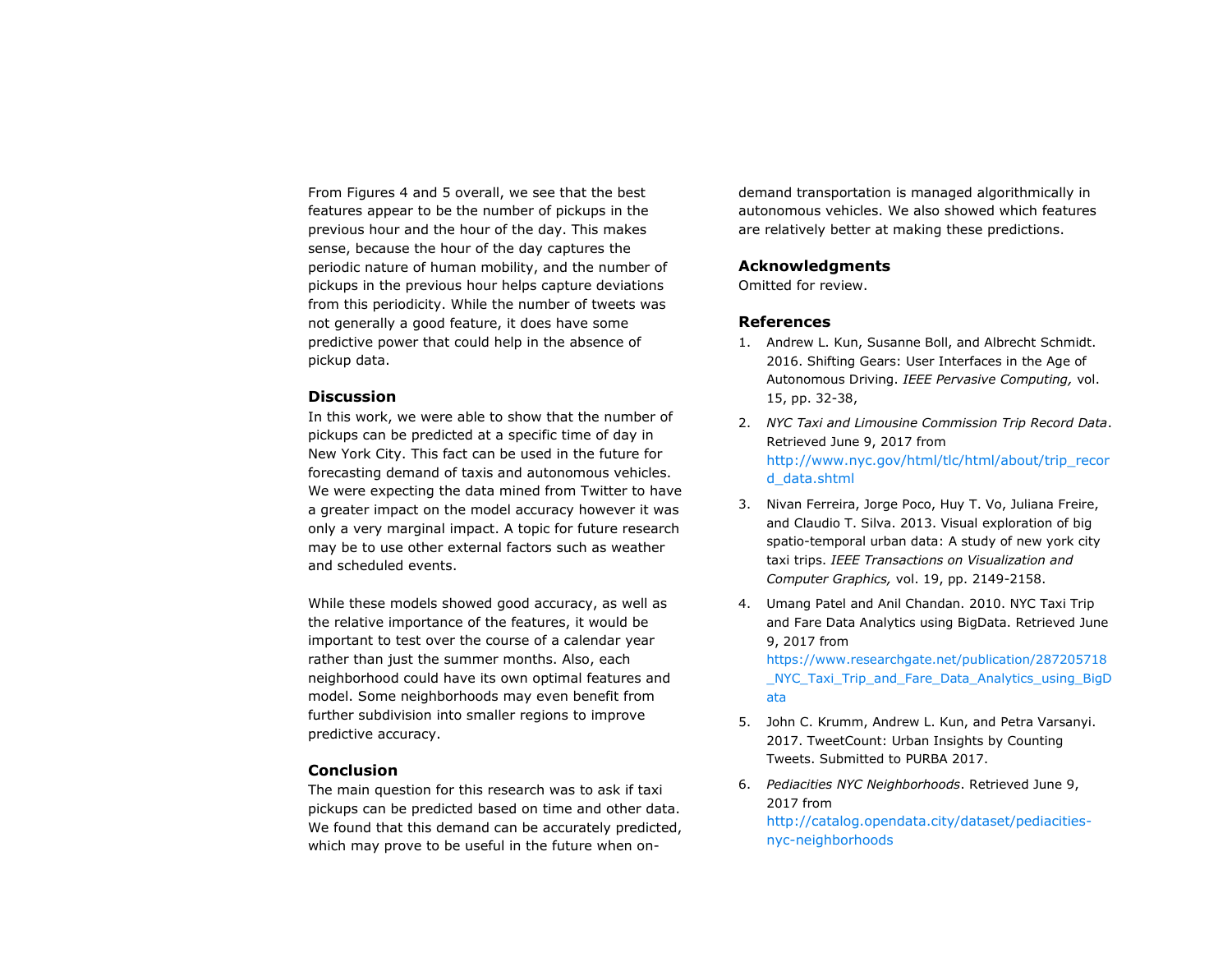From Figures 4 and 5 overall, we see that the best features appear to be the number of pickups in the previous hour and the hour of the day. This makes sense, because the hour of the day captures the periodic nature of human mobility, and the number of pickups in the previous hour helps capture deviations from this periodicity. While the number of tweets was not generally a good feature, it does have some predictive power that could help in the absence of pickup data.

## Discussion

In this work, we were able to show that the number of pickups can be predicted at a specific time of day in New York City. This fact can be used in the future for forecasting demand of taxis and autonomous vehicles. We were expecting the data mined from Twitter to have a greater impact on the model accuracy however it was only a very marginal impact. A topic for future research may be to use other external factors such as weather and scheduled events.

While these models showed good accuracy, as well as the relative importance of the features, it would be important to test over the course of a calendar year rather than just the summer months. Also, each neighborhood could have its own optimal features and model. Some neighborhoods may even benefit from further subdivision into smaller regions to improve predictive accuracy.

## Conclusion

The main question for this research was to ask if taxi pickups can be predicted based on time and other data. We found that this demand can be accurately predicted, which may prove to be useful in the future when on-demand transportation is managed algorithmically in autonomous vehicles. We also showed which features are relatively better at making these predictions.

## Acknowledgments

Omitted for review.

## References

1. Andrew L. Kun, Susanne Boll, and Albrecht Schmidt. 2016. Shifting Gears: User Interfaces in the Age of Autonomous Driving. *IEEE Pervasive Computing,* vol. 15, pp. 32-38,
2. *NYC Taxi and Limousine Commission Trip Record Data*. Retrieved June 9, 2017 from http://www.nyc.gov/html/tlc/html/about/trip_record_data.shtml
3. Nivan Ferreira, Jorge Poco, Huy T. Vo, Juliana Freire, and Claudio T. Silva. 2013. Visual exploration of big spatio-temporal urban data: A study of new york city taxi trips. *IEEE Transactions on Visualization and Computer Graphics,* vol. 19, pp. 2149-2158.
4. Umang Patel and Anil Chandan. 2010. NYC Taxi Trip and Fare Data Analytics using BigData. Retrieved June 9, 2017 from https://www.researchgate.net/publication/287205718_NYC_Taxi_Trip_and_Fare_Data_Analytics_using_BigData
5. John C. Krumm, Andrew L. Kun, and Petra Varsanyi. 2017. TweetCount: Urban Insights by Counting Tweets. Submitted to PURBA 2017.
6. *Pediacities NYC Neighborhoods*. Retrieved June 9, 2017 from http://catalog.opendata.city/dataset/pediacities-nyc-neighborhoods